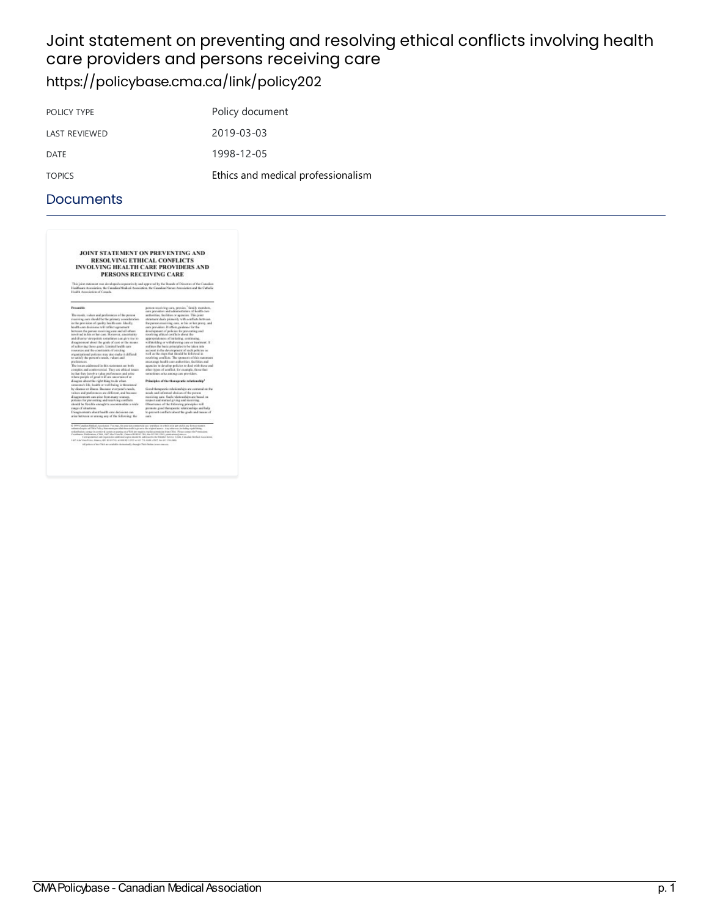# Joint statement on preventing and resolving ethical conflicts involving health care providers and persons receiving care

https://policybase.cma.ca/link/policy202

| POLICY TYPE | Policy document |
|---|---|
| LAST REVIEWED | 2019-03-03 |
| DATE | 1998-12-05 |
| TOPICS | Ethics and medical professionalism |

## Documents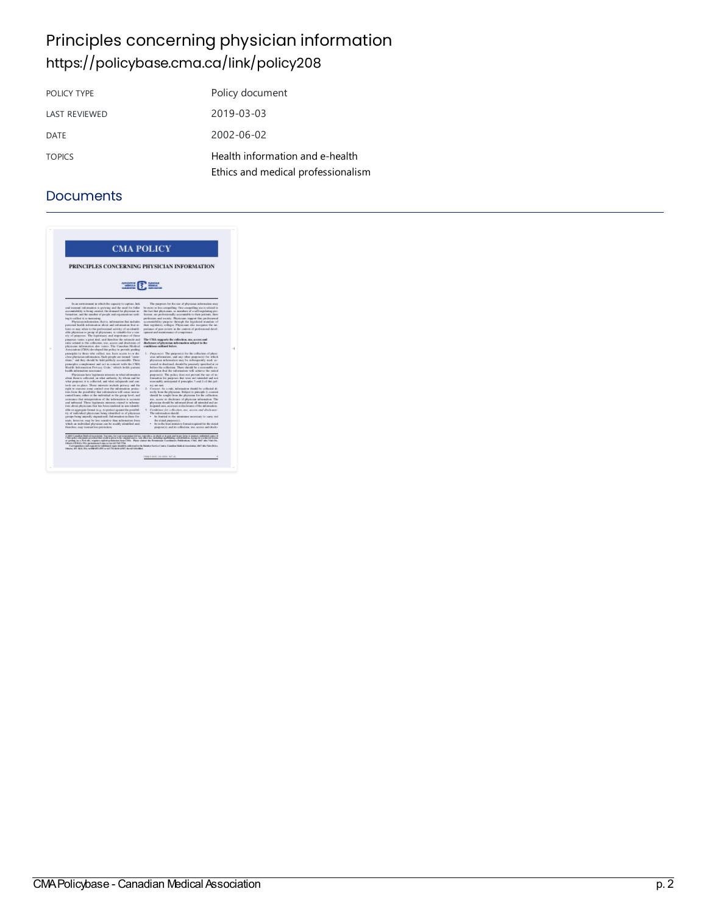# Principles concerning physician information

https://policybase.cma.ca/link/policy208

| POLICY TYPE | Policy document |
|---|---|
| LAST REVIEWED | 2019-03-03 |
| DATE | 2002-06-02 |
| TOPICS | Health information and e-health<br>Ethics and medical professionalism |

## Documents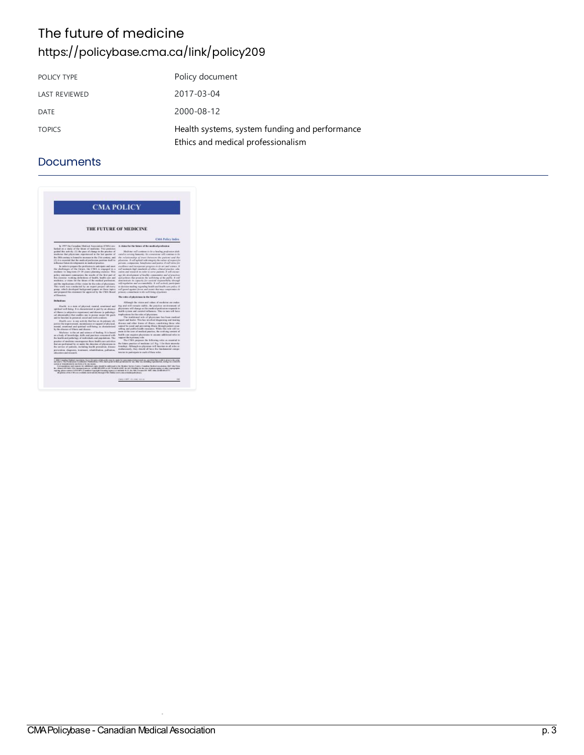# The future of medicine

https://policybase.cma.ca/link/policy209

| | |
|---|---|
| POLICY TYPE | Policy document |
| LAST REVIEWED | 2017-03-04 |
| DATE | 2000-08-12 |
| TOPICS | Health systems, system funding and performance<br>Ethics and medical professionalism |

## Documents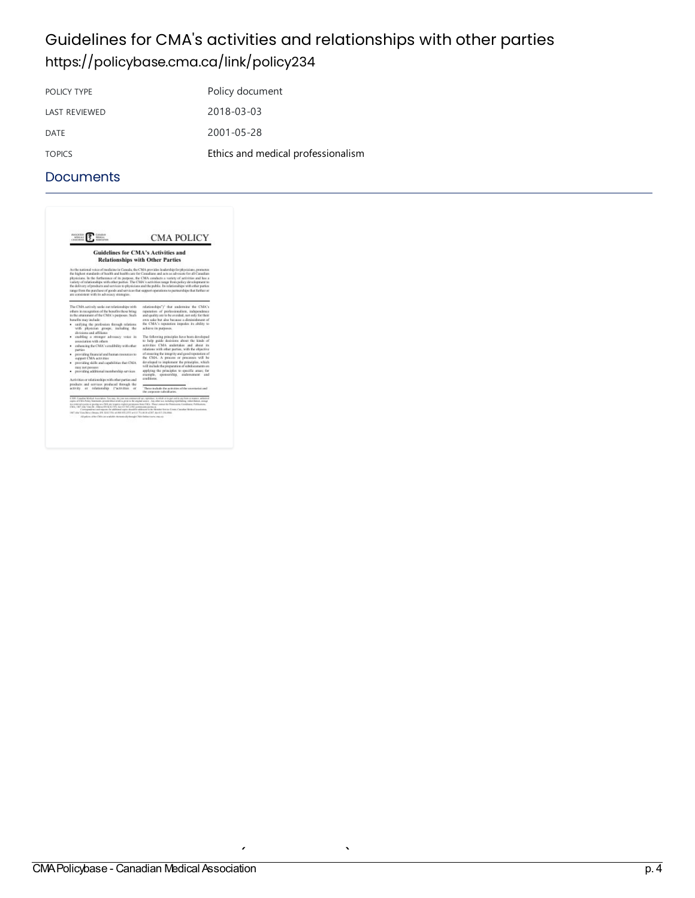# Guidelines for CMA's activities and relationships with other parties

https://policybase.cma.ca/link/policy234

| POLICY TYPE | Policy document |
| --- | --- |
| LAST REVIEWED | 2018-03-03 |
| DATE | 2001-05-28 |
| TOPICS | Ethics and medical professionalism |

## Documents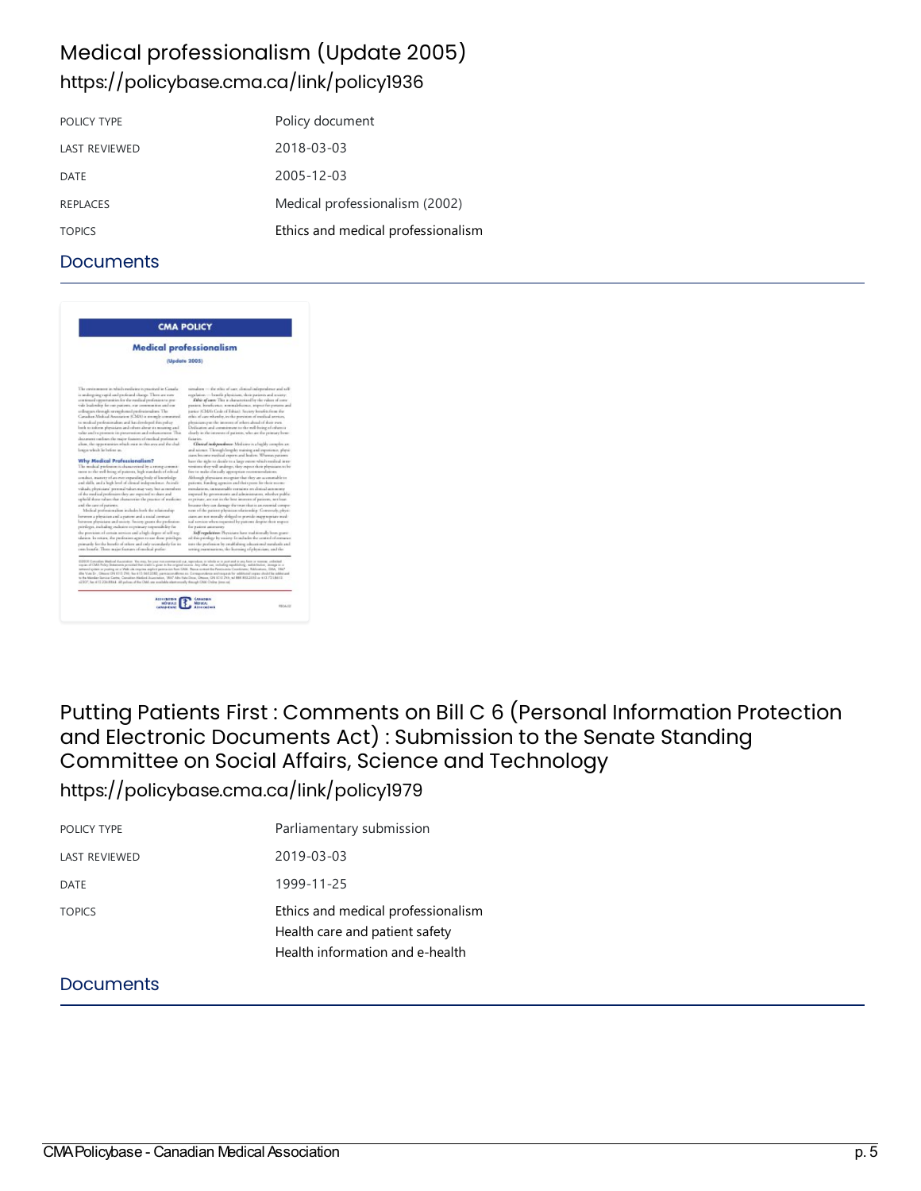## Medical professionalism (Update 2005)

https://policybase.cma.ca/link/policy1936

| POLICY TYPE | Policy document |
| --- | --- |
| LAST REVIEWED | 2018-03-03 |
| DATE | 2005-12-03 |
| REPLACES | Medical professionalism (2002) |
| TOPICS | Ethics and medical professionalism |

### Documents

## Putting Patients First : Comments on Bill C 6 (Personal Information Protection and Electronic Documents Act) : Submission to the Senate Standing Committee on Social Affairs, Science and Technology

https://policybase.cma.ca/link/policy1979

| POLICY TYPE | Parliamentary submission |
| --- | --- |
| LAST REVIEWED | 2019-03-03 |
| DATE | 1999-11-25 |
| TOPICS | Ethics and medical professionalism<br>Health care and patient safety<br>Health information and e-health |

### Documents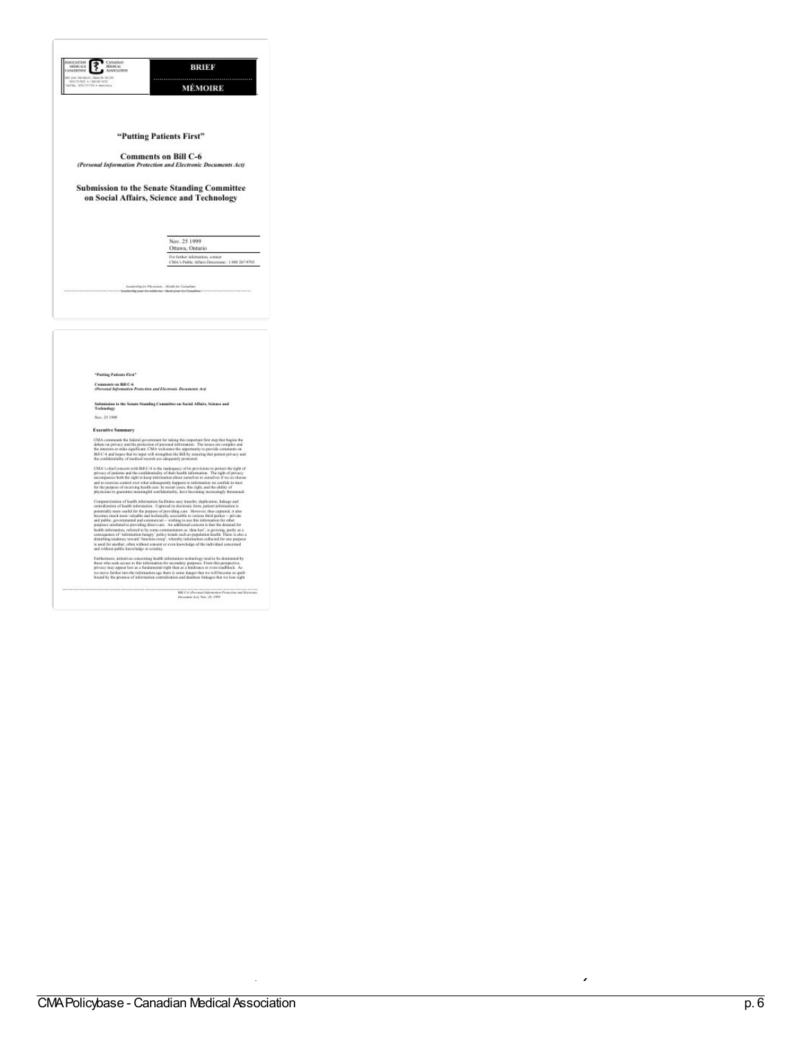**BRIEF**

**MÉMOIRE**

## "Putting Patients First"

### Comments on Bill C-6

***(Personal Information Protection and Electronic Documents Act)***

### Submission to the Senate Standing Committee on Social Affairs, Science and Technology

Nov. 25 1999
Ottawa, Ontario

For further information, contact
CMA's Public Affairs Directorate: 1 800 267-9703

---

**"Putting Patients First"**

**Comments on Bill C-6**
***(Personal Information Protection and Electronic Documents Act)***

**Submission to the Senate Standing Committee on Social Affairs, Science and Technology**

Nov. 25 1999

### Executive Summary

CMA commends the federal government for taking this important first step that begins the debate on privacy and the protection of personal information. The issues are complex and the interests at stake significant. CMA welcomes the opportunity to provide comments on Bill C-6 and hopes that its input will strengthen the Bill by ensuring that patient privacy and the confidentiality of medical records are adequately protected.

CMA's chief concern with Bill C-6 is the inadequacy of its provisions to protect the right of privacy of patients and the confidentiality of their health information. The right of privacy encompasses both the right to keep information about ourselves to ourselves if we so choose and to exercise control over what subsequently happens to information we confide in trust for the purpose of receiving health care. In recent years, this right, and the ability of physicians to guarantee meaningful confidentiality, have becoming increasingly threatened.

Computerization of health information facilitates easy transfer, duplication, linkage and centralization of health information. Captured in electronic form, patient information is potentially more useful for the purposes of providing care. However, thus captured, it also becomes much more valuable and technically accessible to various third parties -- private and public, governmental and commercial -- wishing to use this information for other purposes unrelated to providing direct care. An additional concern is that the demand for health information, referred to by some commentators as 'data lust', is growing, partly as a consequence of 'information hungry' policy trends such as population health. There is also a disturbing tendency toward 'function creep', whereby information collected for one purpose is used for another, often without consent or even knowledge of the individual concerned and without public knowledge or scrutiny.

Furthermore, initiatives concerning health information technology tend to be dominated by those who seek access to this information for secondary purposes. From this perspective, privacy may appear less as a fundamental right than as a hindrance or even roadblock. As we move further into the information age there is some danger that we will become so spell-bound by the promise of information centralization and database linkages that we lose sight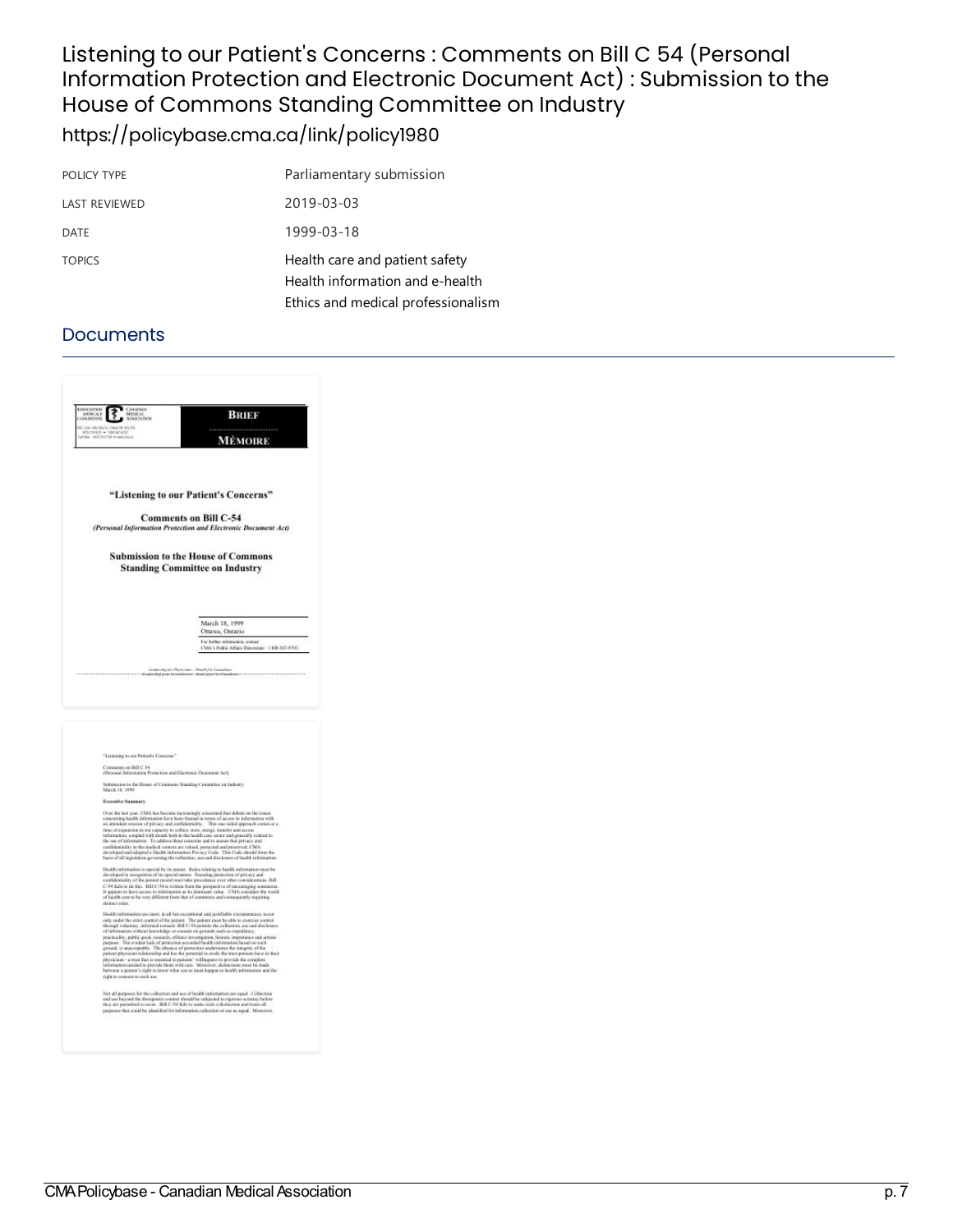# Listening to our Patient's Concerns : Comments on Bill C 54 (Personal Information Protection and Electronic Document Act) : Submission to the House of Commons Standing Committee on Industry

https://policybase.cma.ca/link/policy1980

| POLICY TYPE | Parliamentary submission |
|---|---|
| LAST REVIEWED | 2019-03-03 |
| DATE | 1999-03-18 |
| TOPICS | Health care and patient safety<br>Health information and e-health<br>Ethics and medical professionalism |

## Documents

**BRIEF**

**MÉMOIRE**

**"Listening to our Patient's Concerns"**

**Comments on Bill C-54**
***(Personal Information Protection and Electronic Document Act)***

**Submission to the House of Commons Standing Committee on Industry**

March 18, 1999
Ottawa, Ontario

For further information, contact
CMA's Public Affairs Directorate : 1 800 267-9703

"Listening to our Patient's Concerns"

Comments on Bill C 54
(Personal Information Protection and Electronic Document Act)

Submission to the House of Commons Standing Committee on Industry
March 18, 1999

**Executive Summary**

Over the last year, CMA has become increasingly concerned that debate on the issues concerning health information have been framed in terms of access to information with an attendant erosion of privacy and confidentiality. This one-sided approach comes at a time of expansion in our capacity to collect, store, merge, transfer and access information, coupled with trends both in the health care sector and generally related to the use of information. To address these concerns and to ensure that privacy and confidentiality in the medical context are valued, protected and preserved, CMA developed and adopted a Health Information Privacy Code. This Code should form the basis of all legislation governing the collection, use and disclosure of health information.

Health information is special by its nature. Rules relating to health information must be developed in recognition of its special nature. Ensuring protection of privacy and confidentiality of the patient record must take precedence over other considerations. Bill C-54 fails to do this. Bill C-54 is written from the perspective of encouraging commerce. It appears to have access to information as its dominant value. CMA considers the world of health care to be very different from that of commerce and consequently requiring distinct rules.

Health information use must, in all but exceptional and justifiable circumstances, occur only under the strict control of the patient. The patient must be able to exercise control through voluntary, informed consent. Bill C-54 permits the collection, use and disclosure of information without knowledge or consent on grounds such as expediency, practicality, public good, research, offence investigation, historic importance and artistic purpose. The evident lack of protection accorded health information based on such ground, is unacceptable. The absence of protection undermines the integrity of the patient-physician relationship and has the potential to erode the trust patients have in their physicians - a trust that is essential to patients' willingness to provide the complete information needed to provide them with care. Moreover, distinctions must be made between a patient's right to know what can or must happen to health information and the right to consent to such use.

Not all purposes for the collection and use of health information are equal. Collection and use beyond the therapeutic context should be subjected to rigorous scrutiny before they are permitted to occur. Bill C-54 fails to make such a distinction and treats all purposes that could be identified for information collection or use as equal. Moreover,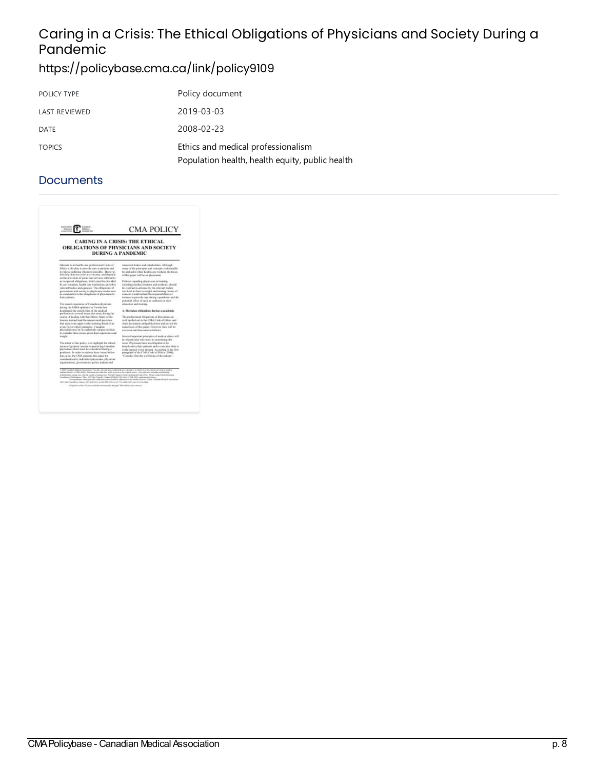# Caring in a Crisis: The Ethical Obligations of Physicians and Society During a Pandemic

https://policybase.cma.ca/link/policy9109

| POLICY TYPE | Policy document |
| --- | --- |
| LAST REVIEWED | 2019-03-03 |
| DATE | 2008-02-23 |
| TOPICS | Ethics and medical professionalism<br>Population health, health equity, public health |

## Documents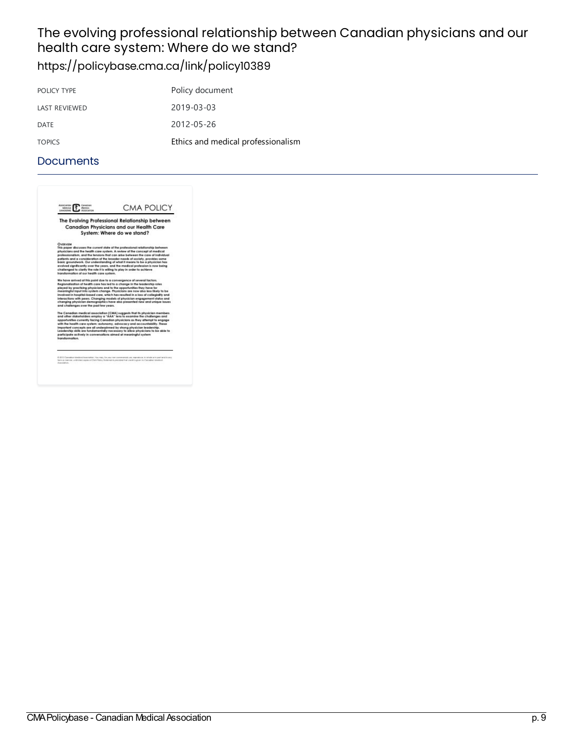# The evolving professional relationship between Canadian physicians and our health care system: Where do we stand?

https://policybase.cma.ca/link/policy10389

| | |
|---|---|
| POLICY TYPE | Policy document |
| LAST REVIEWED | 2019-03-03 |
| DATE | 2012-05-26 |
| TOPICS | Ethics and medical professionalism |

## Documents

CMA POLICY

**The Evolving Professional Relationship between Canadian Physicians and our Health Care System: Where do we stand?**

**Overview**

This paper discusses the current state of the professional relationship between physicians and the health care system. A review of the concept of medical professionalism, and the tensions that can arise between the care of individual patients and a consideration of the broader needs of society, provides some basic groundwork. Our understanding of what it means to be a physician has evolved significantly over the years, and the medical profession is now being challenged to clarify the role it is willing to play in order to achieve transformation of our health care system.

We have arrived at this point due to a convergence of several factors. Regionalization of health care has led to a change in the leadership roles played by practising physicians and to the opportunities they have for meaningful input into system change. Physicians are now also less likely to be involved in hospital-based care, which has resulted in a loss of collegiality and interactions with peers. Changing models of physician engagement status and changing physician demographics have also presented new and unique issues and challenges over the past few years.

The Canadian medical association (CMA) suggests that its physician members and other stakeholders employ a "AAA" lens to examine the challenges and opportunities currently facing Canadian physicians as they attempt to engage with the health care system: autonomy, advocacy and accountability. These important concepts are all underpinned by strong physician leadership. Leadership skills are fundamentally necessary to allow physicians to be able to participate actively in conversations aimed at meaningful system transformation.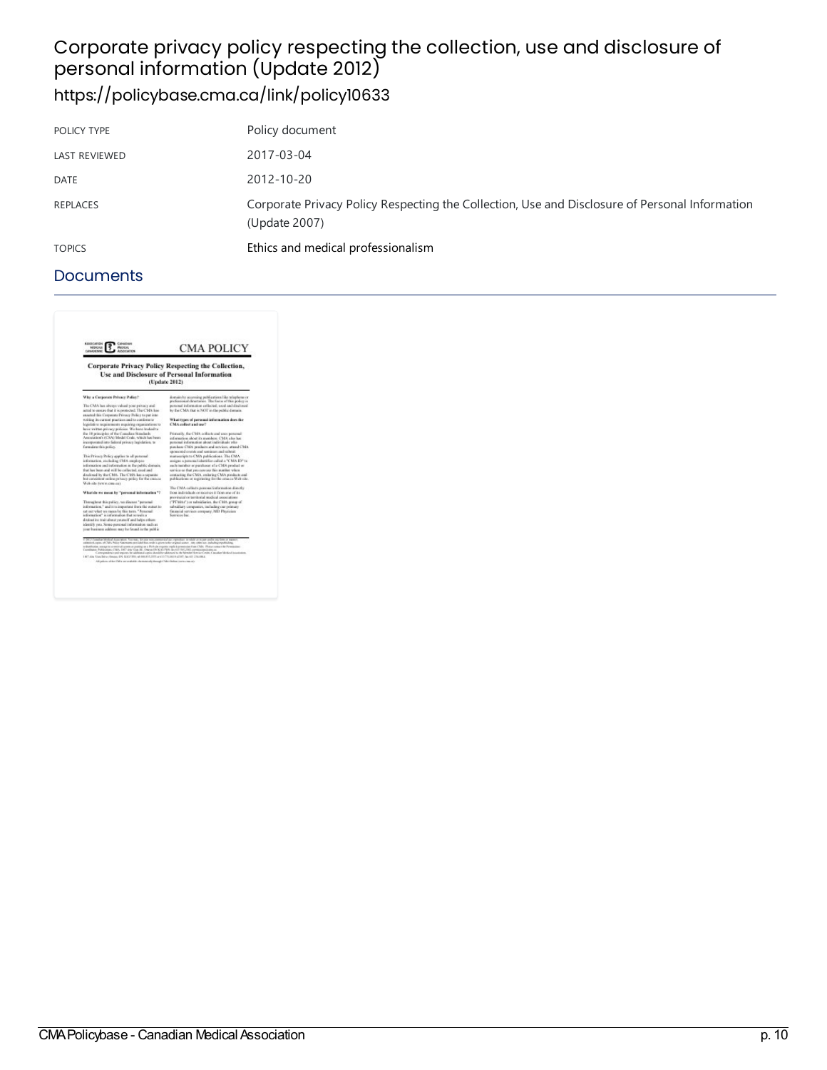# Corporate privacy policy respecting the collection, use and disclosure of personal information (Update 2012)

https://policybase.cma.ca/link/policy10633

| POLICY TYPE | Policy document |
| --- | --- |
| LAST REVIEWED | 2017-03-04 |
| DATE | 2012-10-20 |
| REPLACES | Corporate Privacy Policy Respecting the Collection, Use and Disclosure of Personal Information (Update 2007) |
| TOPICS | Ethics and medical professionalism |

## Documents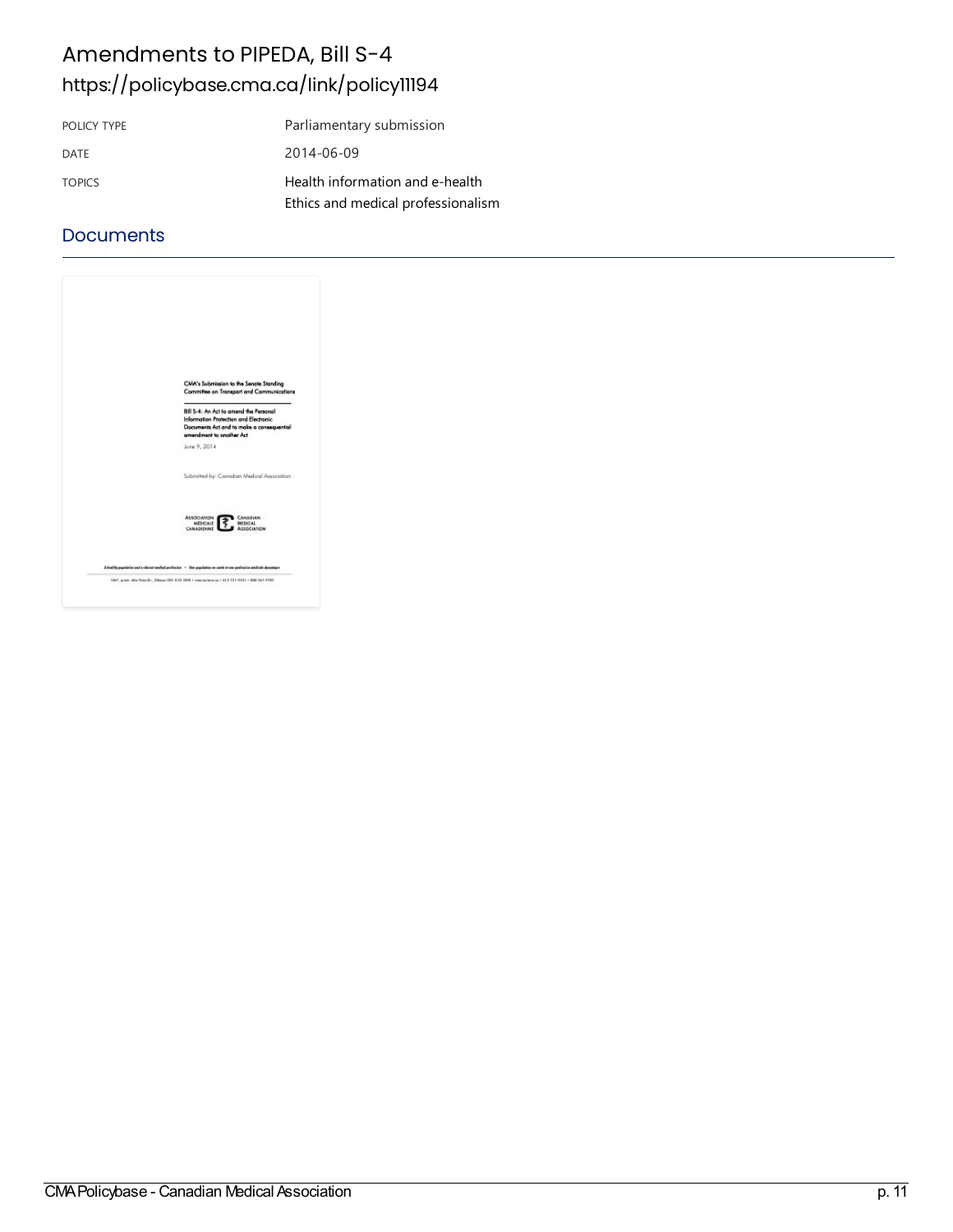# Amendments to PIPEDA, Bill S-4

https://policybase.cma.ca/link/policy11194

| POLICY TYPE | Parliamentary submission |
|---|---|
| DATE | 2014-06-09 |
| TOPICS | Health information and e-health<br>Ethics and medical professionalism |

## Documents

CMA's Submission to the Senate Standing Committee on Transport and Communications

Bill S-4: An Act to amend the Personal Information Protection and Electronic Documents Act and to make a consequential amendment to another Act

June 9, 2014

Submitted by: Canadian Medical Association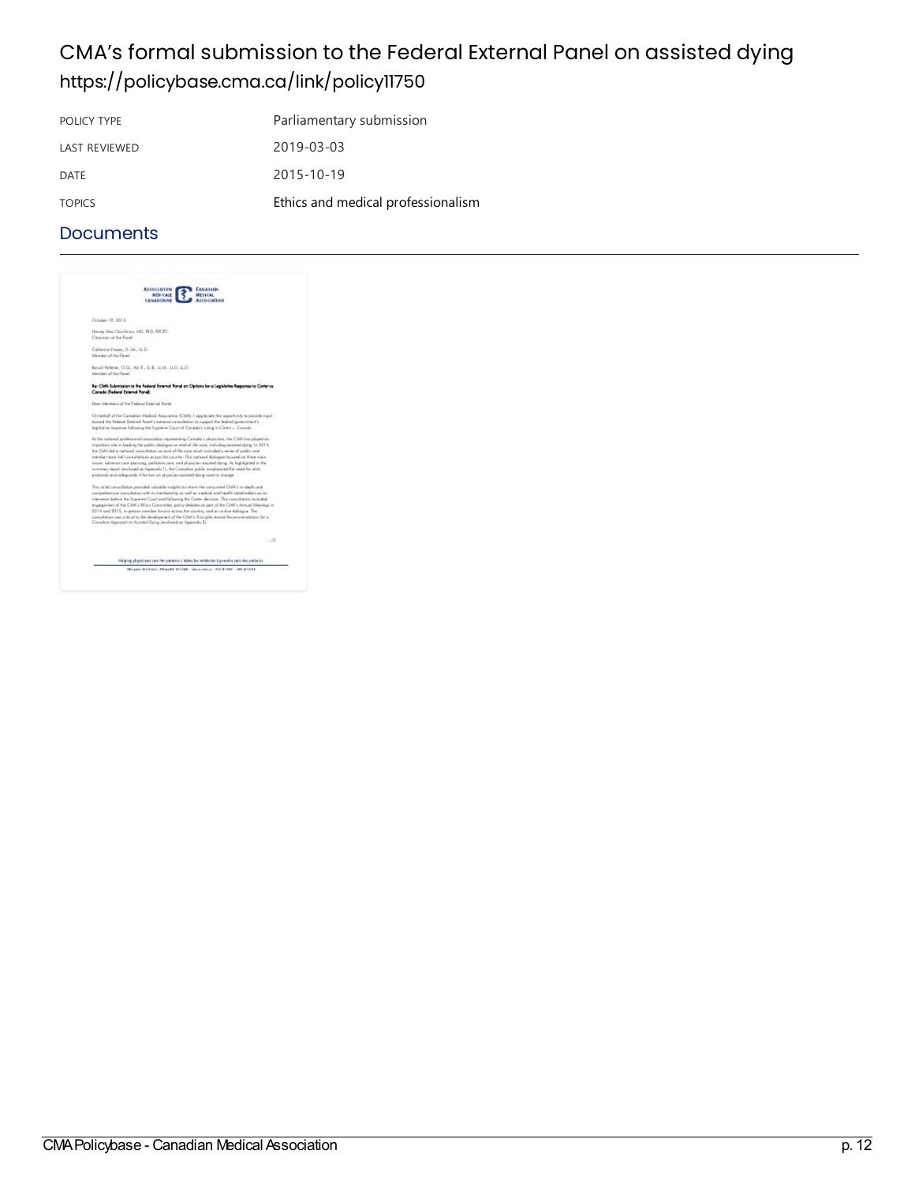# CMA's formal submission to the Federal External Panel on assisted dying

https://policybase.cma.ca/link/policy11750

| | |
|---|---|
| POLICY TYPE | Parliamentary submission |
| LAST REVIEWED | 2019-03-03 |
| DATE | 2015-10-19 |
| TOPICS | Ethics and medical professionalism |

## Documents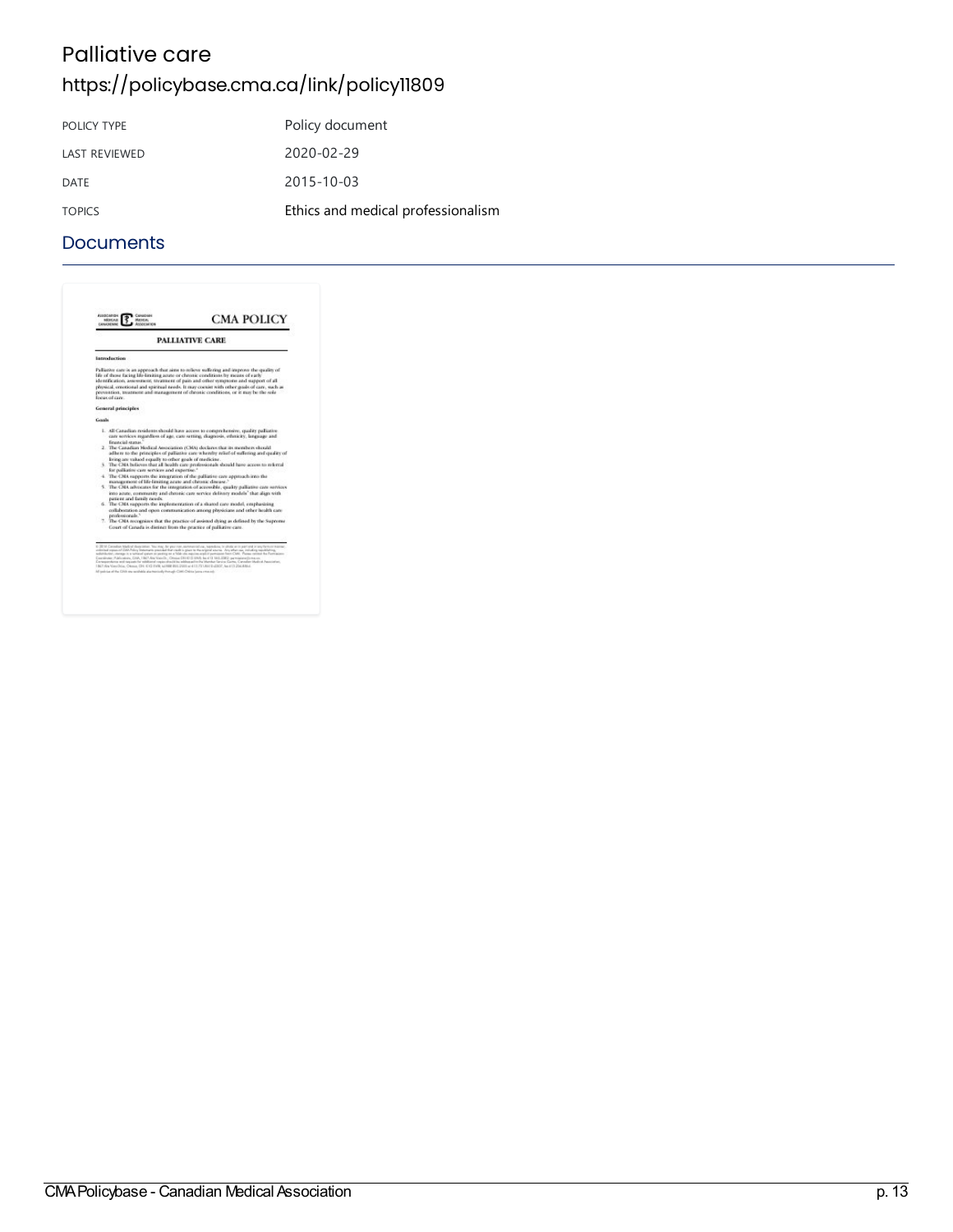# Palliative care

https://policybase.cma.ca/link/policy11809

| POLICY TYPE | Policy document |
| --- | --- |
| LAST REVIEWED | 2020-02-29 |
| DATE | 2015-10-03 |
| TOPICS | Ethics and medical professionalism |

## Documents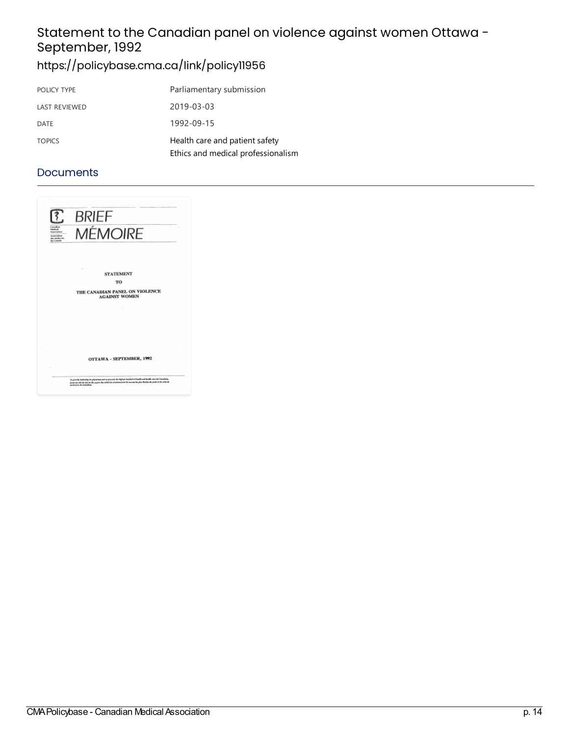# Statement to the Canadian panel on violence against women Ottawa - September, 1992

https://policybase.cma.ca/link/policy11956

| POLICY TYPE | Parliamentary submission |
| --- | --- |
| LAST REVIEWED | 2019-03-03 |
| DATE | 1992-09-15 |
| TOPICS | Health care and patient safety<br>Ethics and medical professionalism |

## Documents

BRIEF
MÉMOIRE

STATEMENT
TO
THE CANADIAN PANEL ON VIOLENCE AGAINST WOMEN

OTTAWA - SEPTEMBER, 1992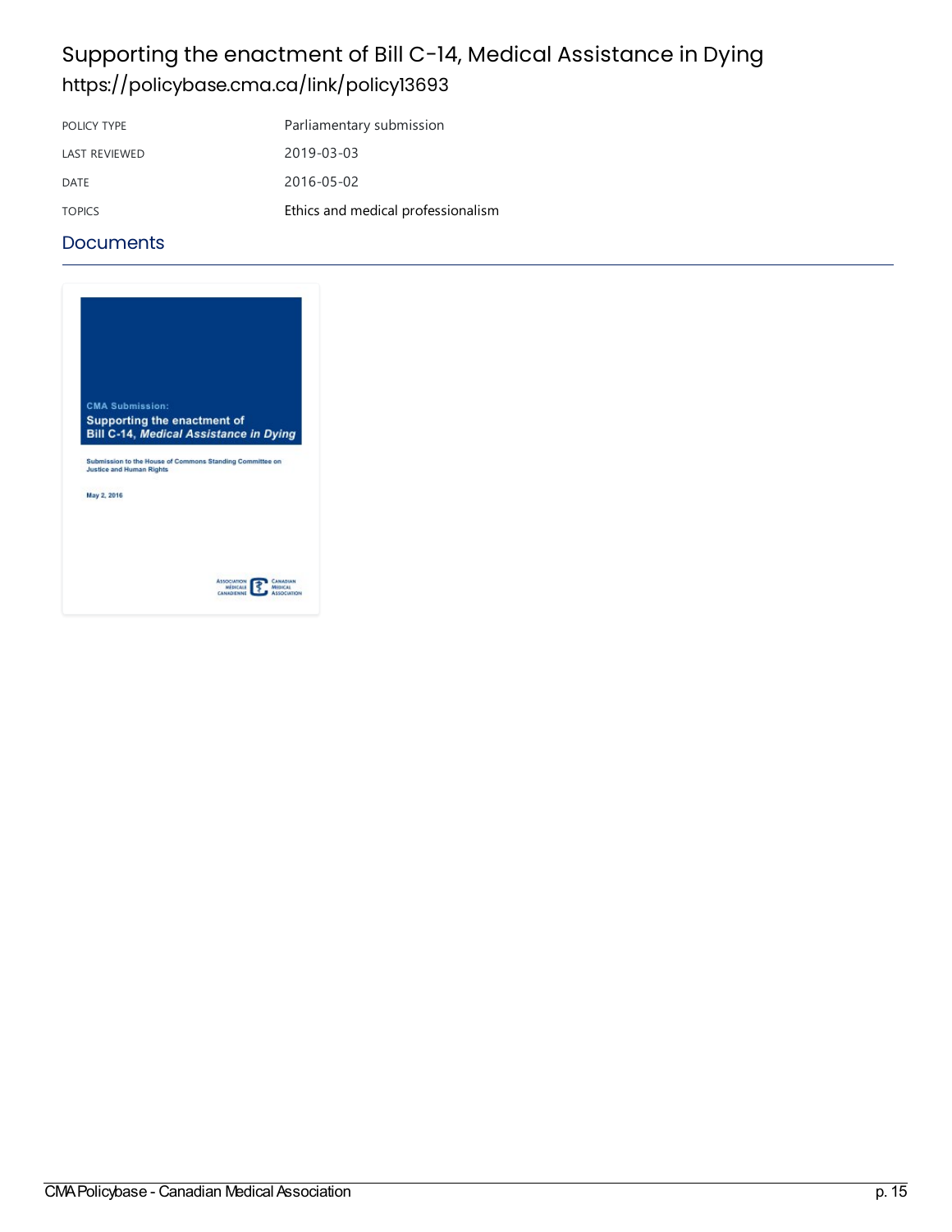# Supporting the enactment of Bill C-14, Medical Assistance in Dying

https://policybase.cma.ca/link/policy13693

| | |
|---|---|
| POLICY TYPE | Parliamentary submission |
| LAST REVIEWED | 2019-03-03 |
| DATE | 2016-05-02 |
| TOPICS | Ethics and medical professionalism |

## Documents

CMA Submission:

**Supporting the enactment of Bill C-14, *Medical Assistance in Dying***

Submission to the House of Commons Standing Committee on Justice and Human Rights

May 2, 2016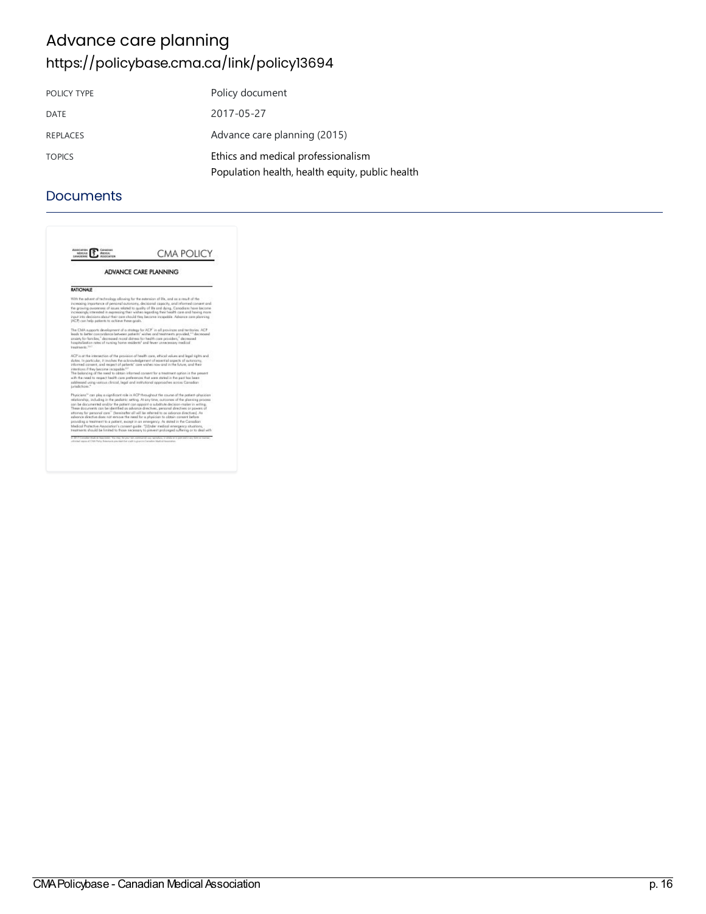# Advance care planning

https://policybase.cma.ca/link/policy13694

| POLICY TYPE | Policy document |
| --- | --- |
| DATE | 2017-05-27 |
| REPLACES | Advance care planning (2015) |
| TOPICS | Ethics and medical professionalism<br>Population health, health equity, public health |

## Documents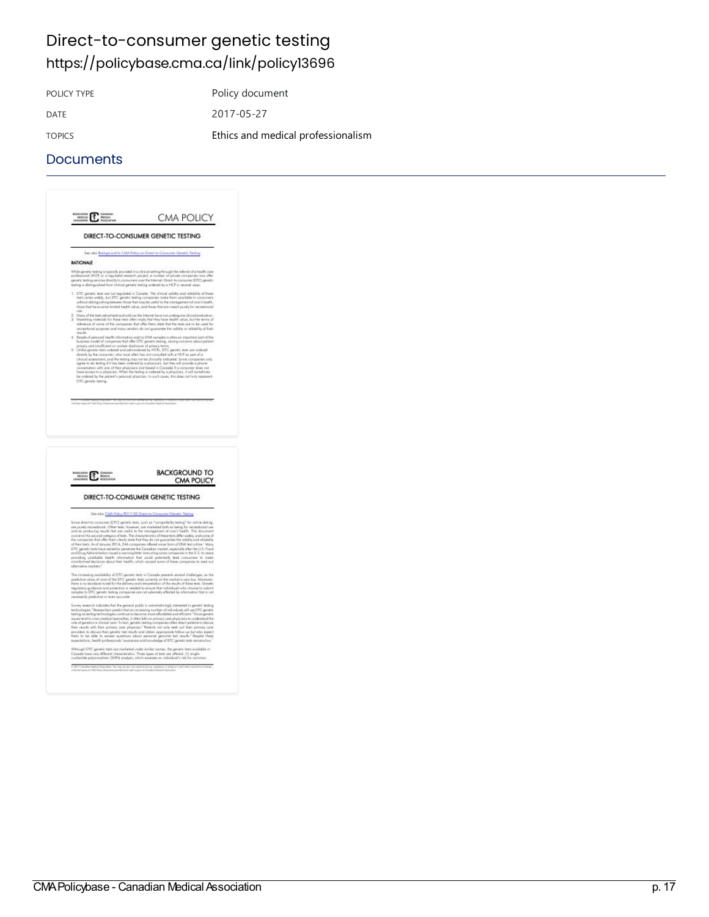# Direct-to-consumer genetic testing

## https://policybase.cma.ca/link/policy13696

| POLICY TYPE | Policy document |
| --- | --- |
| DATE | 2017-05-27 |
| TOPICS | Ethics and medical professionalism |

## Documents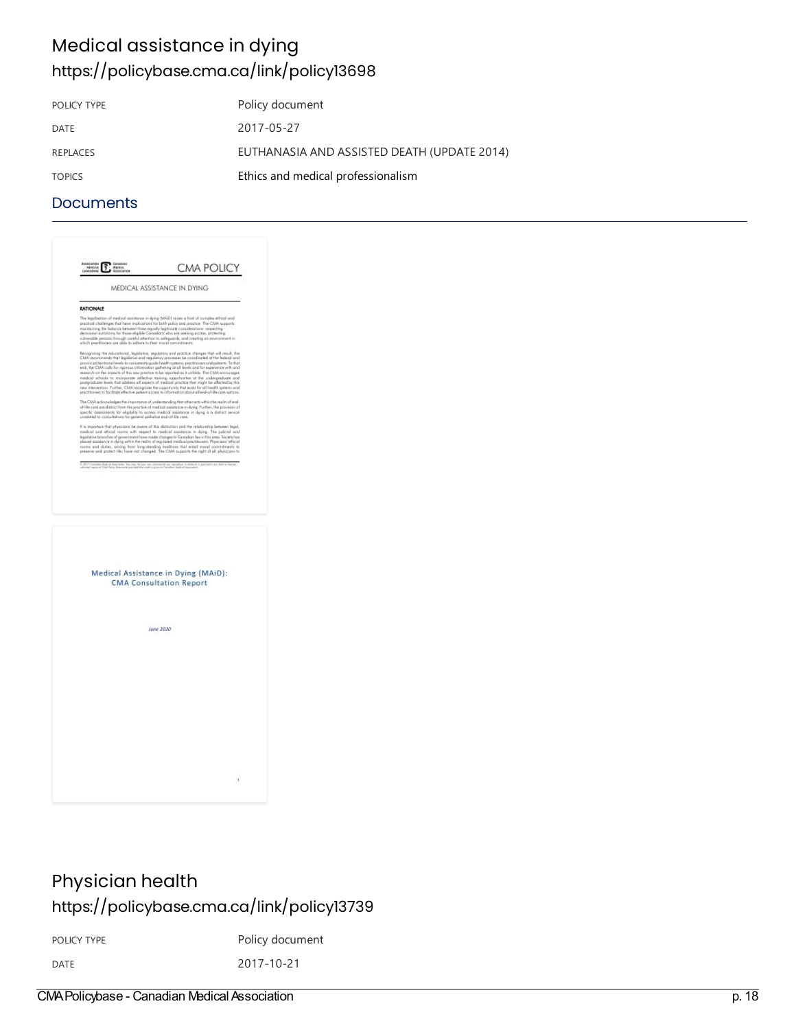# Medical assistance in dying

https://policybase.cma.ca/link/policy13698

| POLICY TYPE | Policy document |
| --- | --- |
| DATE | 2017-05-27 |
| REPLACES | EUTHANASIA AND ASSISTED DEATH (UPDATE 2014) |
| TOPICS | Ethics and medical professionalism |

## Documents

# Physician health

https://policybase.cma.ca/link/policy13739

| POLICY TYPE | Policy document |
| --- | --- |
| DATE | 2017-10-21 |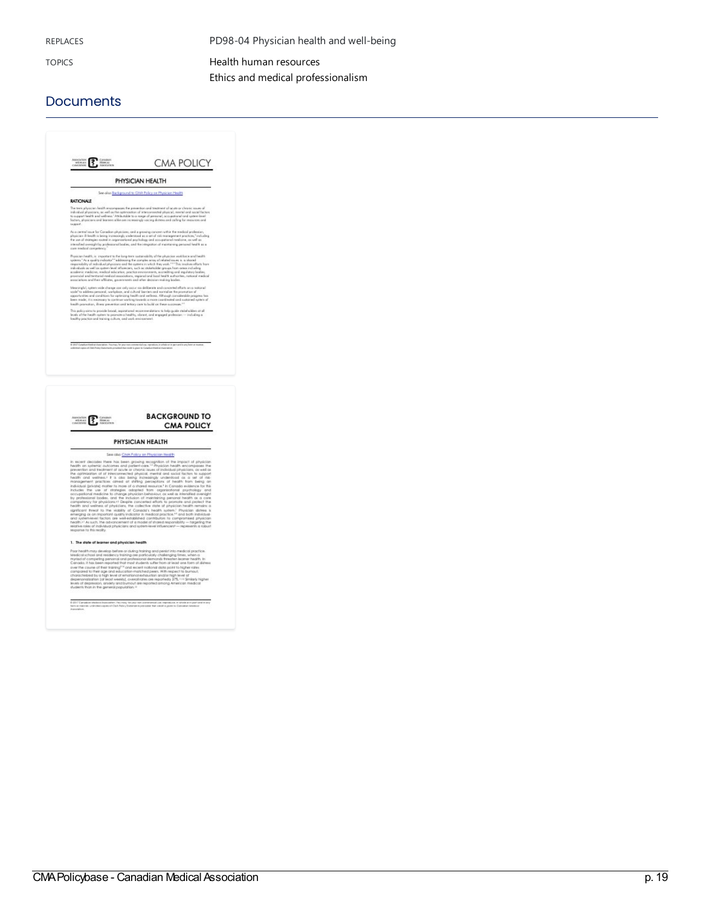| | |
|---|---|
| REPLACES | PD98-04 Physician health and well-being |
| TOPICS | Health human resources<br>Ethics and medical professionalism |

## Documents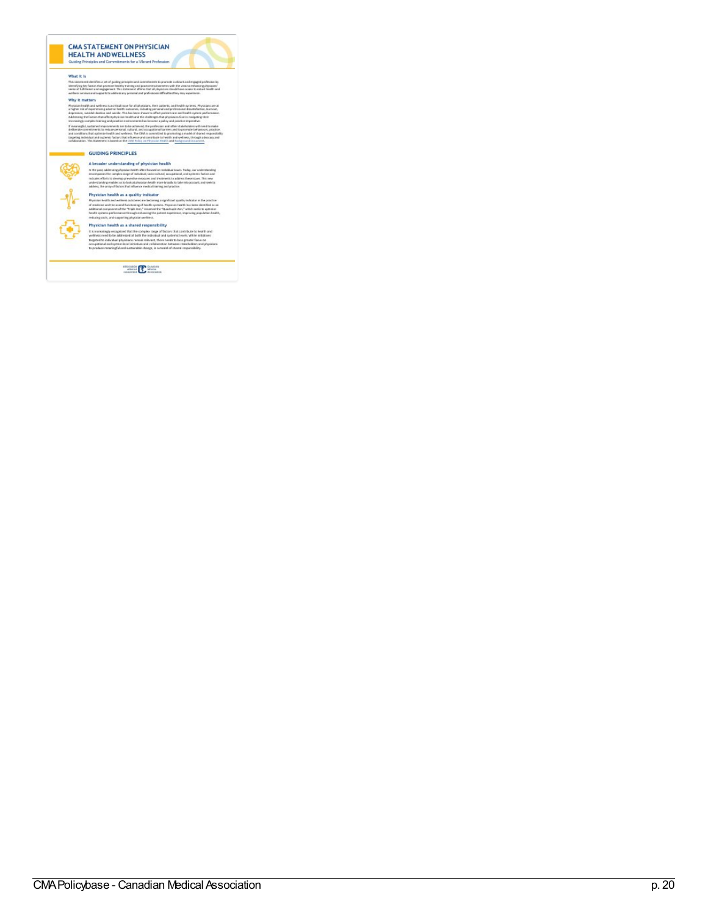# CMA STATEMENT ON PHYSICIAN HEALTH AND WELLNESS

Guiding Principles and Commitments for a Vibrant Profession

### What it is

This statement identifies a set of guiding principles and commitments to promote a vibrant and engaged profession by identifying key factors that promote healthy training and practice environments with the view to enhancing physicians' sense of fulfillment and engagement. This statement affirms that all physicians should have access to robust health and wellness services and supports to address any personal and professional difficulties they may experience.

### Why it matters

Physician health and wellness is a critical issue for all physicians, their patients, and health systems. Physicians are at a higher risk of experiencing adverse health outcomes, including personal and professional dissatisfaction, burnout, depression, suicidal ideation and suicide. This has been shown to affect patient care and health system performance. Addressing the factors that affect physician health and the challenges that physicians face in navigating their increasingly complex training and practice environments has become a policy and practice imperative.

If meaningful, sustained improvements are to be achieved, the profession and other stakeholders will need to make deliberate commitments to reduce personal, cultural, and occupational barriers and to promote behaviours, practice, and conditions that optimize health and wellness. The CMA is committed to promoting a model of shared responsibility targeting individual and systemic factors that influence and contribute to health and wellness, through advocacy and collaboration. This Statement is based on the CMA Policy on Physician Health and Background Document.

## GUIDING PRINCIPLES

### A broader understanding of physician health

In the past, addressing physician health often focused on individual issues. Today, our understanding encompasses the complex range of individual, socio-cultural, occupational, and systemic factors and includes efforts to develop preventive measures and treatments to address these issues. This new understanding enables us to look at physician health more broadly to take into account, and seek to address, the array of factors that influence medical training and practice.

### Physician health as a quality indicator

Physician health and wellness outcomes are becoming a significant quality indicator in the practice of medicine and the overall functioning of health systems. Physician health has been identified as an additional component of the "Triple Aim," renamed the "Quadruple Aim," which seeks to optimize health systems performance through enhancing the patient experience, improving population health, reducing costs, and supporting physician wellness.

### Physician health as a shared responsibility

It is increasingly recognized that the complex range of factors that contribute to health and wellness need to be addressed at both the individual and systemic levels. While initiatives targeted to individual physicians remain relevant, there needs to be a greater focus on occupational and system-level initiatives and collaboration between stakeholders and physicians to produce meaningful and sustainable change, in a model of shared responsibility.

Association médicale canadienne | Canadian Medical Association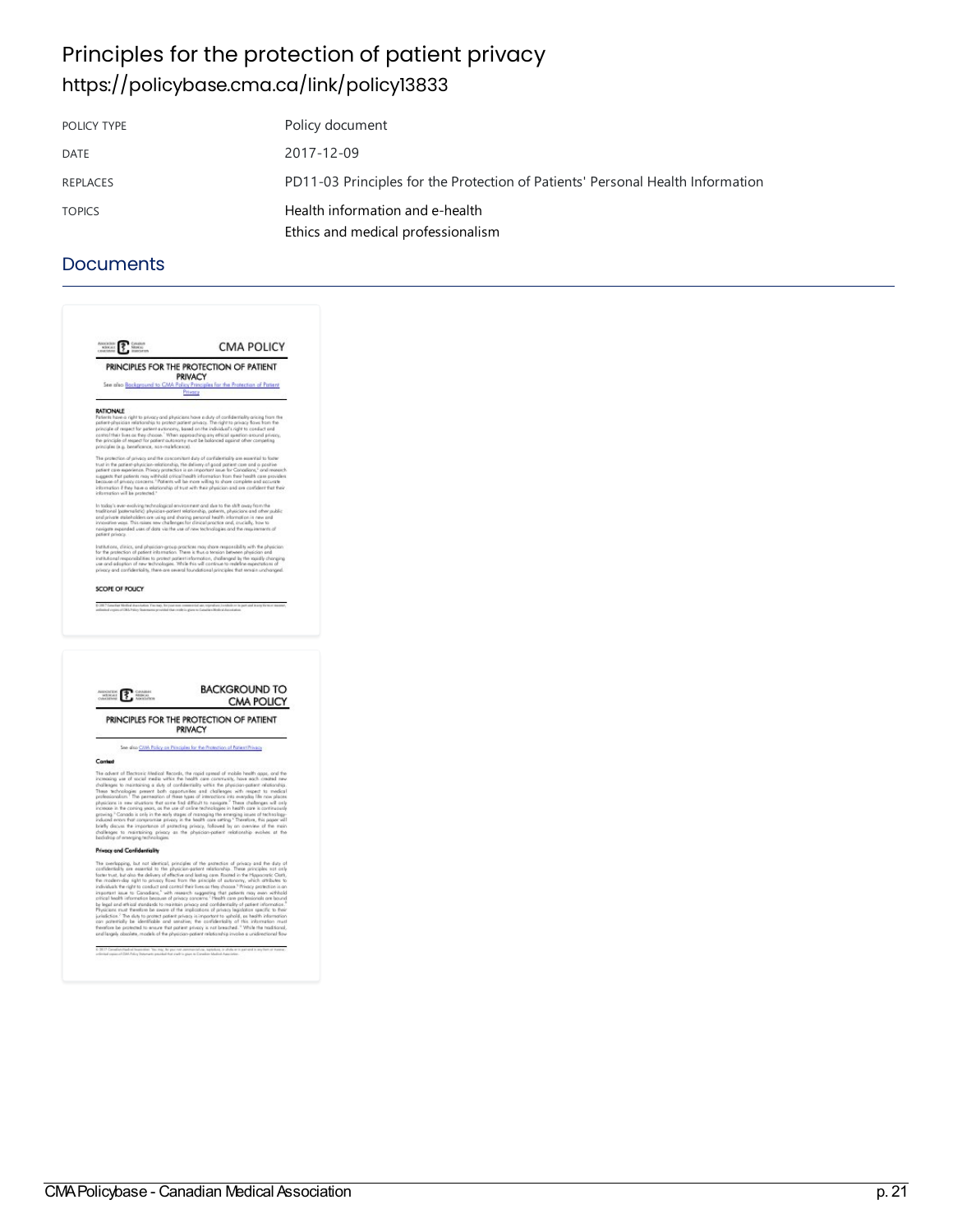# Principles for the protection of patient privacy

https://policybase.cma.ca/link/policy13833

| | |
|---|---|
| POLICY TYPE | Policy document |
| DATE | 2017-12-09 |
| REPLACES | PD11-03 Principles for the Protection of Patients' Personal Health Information |
| TOPICS | Health information and e-health<br>Ethics and medical professionalism |

## Documents